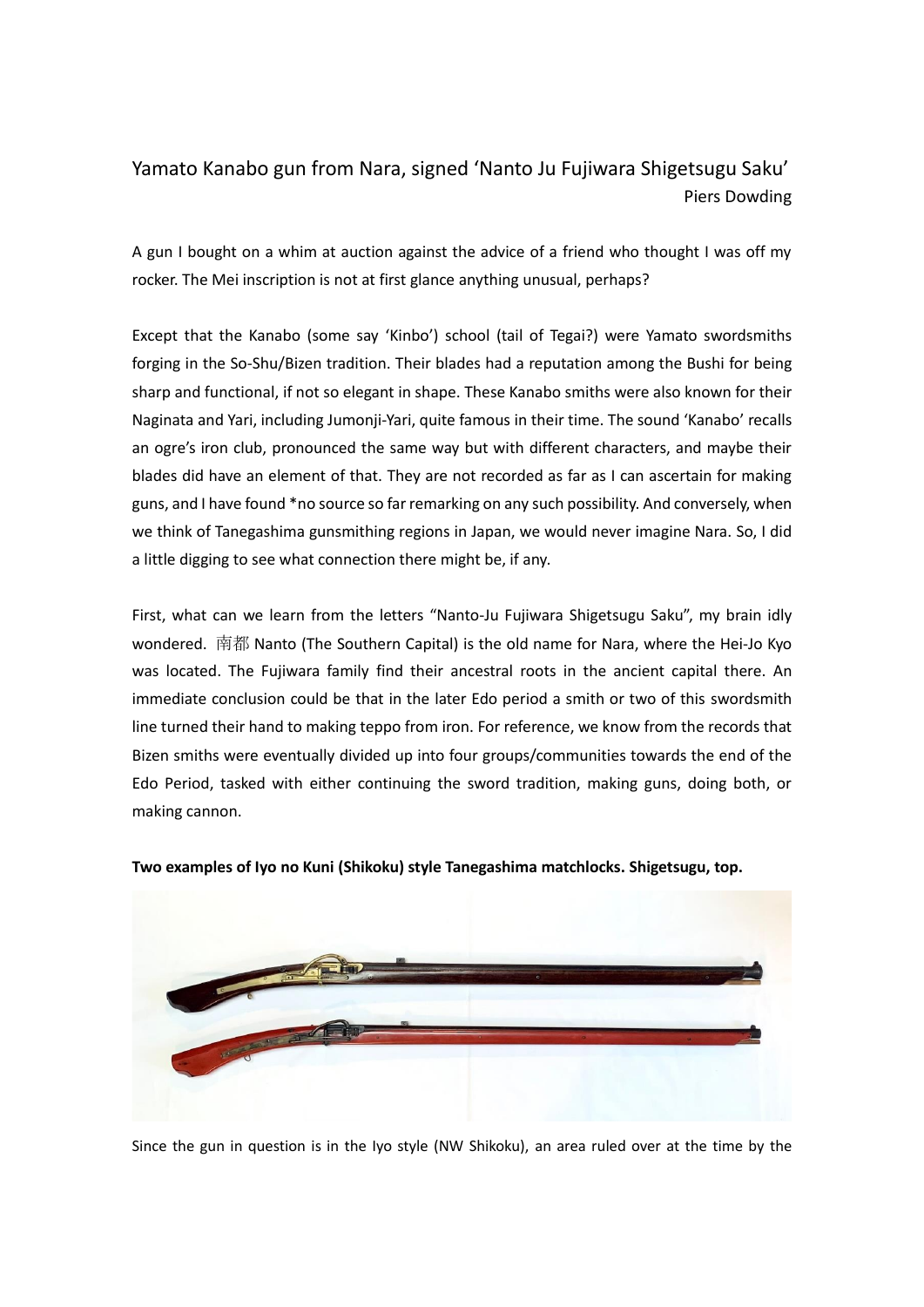# Yamato Kanabo gun from Nara, signed 'Nanto Ju Fujiwara Shigetsugu Saku'

Piers Dowding

A gun I bought on a whim at auction against the advice of a friend who thought I was off my rocker. The Mei inscription is not at first glance anything unusual, perhaps?

Except that the Kanabo (some say 'Kinbo') school (tail of Tegai?) were Yamato swordsmiths forging in the So-Shu/Bizen tradition. Their blades had a reputation among the Bushi for being sharp and functional, if not so elegant in shape. These Kanabo smiths were also known for their Naginata and Yari, including Jumonji-Yari, quite famous in their time. The sound 'Kanabo' recalls an ogre's iron club, pronounced the same way but with different characters, and maybe their blades did have an element of that. They are not recorded as far as I can ascertain for making guns, and I have found *no source so far remarking on any such possibility. And conversely, when we think of Tanegashima gunsmithing regions in Japan, we would never imagine Nara. So, I did a little digging to see what connection there might be, if any.

First, what can we learn from the letters "Nanto-Ju Fujiwara Shigetsugu Saku", my brain idly wondered. 南都 Nanto (The Southern Capital) is the old name for Nara, where the Hei-Jo Kyo was located. The Fujiwara family find their ancestral roots in the ancient capital there. An immediate conclusion could be that in the later Edo period a smith or two of this swordsmith line turned their hand to making teppo from iron. For reference, we know from the records that Bizen smiths were eventually divided up into four groups/communities towards the end of the Edo Period, tasked with either continuing the sword tradition, making guns, doing both, or making cannon.

**Two examples of Iyo no Kuni (Shikoku) style Tanegashima matchlocks. Shigetsugu, top.**

Since the gun in question is in the Iyo style (NW Shikoku), an area ruled over at the time by the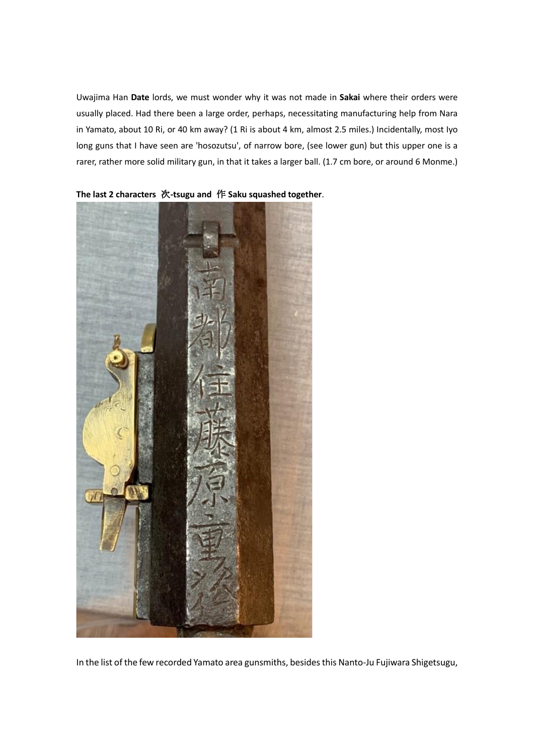Uwajima Han **Date** lords, we must wonder why it was not made in **Sakai** where their orders were usually placed. Had there been a large order, perhaps, necessitating manufacturing help from Nara in Yamato, about 10 Ri, or 40 km away? (1 Ri is about 4 km, almost 2.5 miles.) Incidentally, most Iyo long guns that I have seen are 'hosozutsu', of narrow bore, (see lower gun) but this upper one is a rarer, rather more solid military gun, in that it takes a larger ball. (1.7 cm bore, or around 6 Monme.)

**The last 2 characters 次-tsugu and 作 Saku squashed together**.

In the list of the few recorded Yamato area gunsmiths, besides this Nanto-Ju Fujiwara Shigetsugu,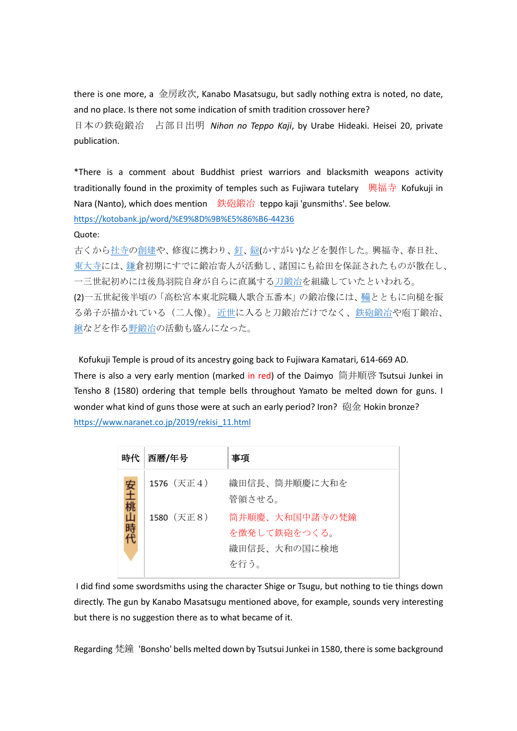there is one more, a 金房政次, Kanabo Masatsugu, but sadly nothing extra is noted, no date, and no place. Is there not some indication of smith tradition crossover here?

日本の鉄砲鍛冶　占部日出明 *Nihon no Teppo Kaji*, by Urabe Hideaki. Heisei 20, private publication.

*There is a comment about Buddhist priest warriors and blacksmith weapons activity traditionally found in the proximity of temples such as Fujiwara tutelary 興福寺 Kofukuji in Nara (Nanto), which does mention 鉄砲鍛冶 teppo kaji 'gunsmiths'. See below.

https://kotobank.jp/word/%E9%8D%9B%E5%86%B6-44236

Quote:

古くから社寺の創建や、修復に携わり、釘、鎹(かすがい)などを製作した。興福寺、春日社、東大寺には、鎌倉初期にすでに鍛冶寄人が活動し、諸国にも給田を保証されたものが散在し、一三世紀初めには後鳥羽院自身が自らに直属する刀鍛冶を組織していたといわれる。

(2)一五世紀後半頃の「高松宮本東北院職人歌合五番本」の鍛冶像には、鞴とともに向槌を振る弟子が描かれている（二人像）。近世に入ると刀鍛冶だけでなく、鉄砲鍛冶や庖丁鍛冶、鍬などを作る野鍛冶の活動も盛んになった。

Kofukuji Temple is proud of its ancestry going back to Fujiwara Kamatari, 614-669 AD. There is also a very early mention (marked in red) of the Daimyo 筒井順啓 Tsutsui Junkei in Tensho 8 (1580) ordering that temple bells throughout Yamato be melted down for guns. I wonder what kind of guns those were at such an early period? Iron? 砲金 Hokin bronze?

https://www.naranet.co.jp/2019/rekisi_11.html

| 時代 | 西暦/年号 | 事項 |
|---|---|---|
| 安土桃山時代 | 1576（天正４） | 織田信長、筒井順慶に大和を管領させる。 |
| | 1580（天正８） | 筒井順慶、大和国中諸寺の梵鐘を徴発して鉄砲をつくる。<br>織田信長、大和の国に検地を行う。 |

I did find some swordsmiths using the character Shige or Tsugu, but nothing to tie things down directly. The gun by Kanabo Masatsugu mentioned above, for example, sounds very interesting but there is no suggestion there as to what became of it.

Regarding 梵鐘 'Bonsho' bells melted down by Tsutsui Junkei in 1580, there is some background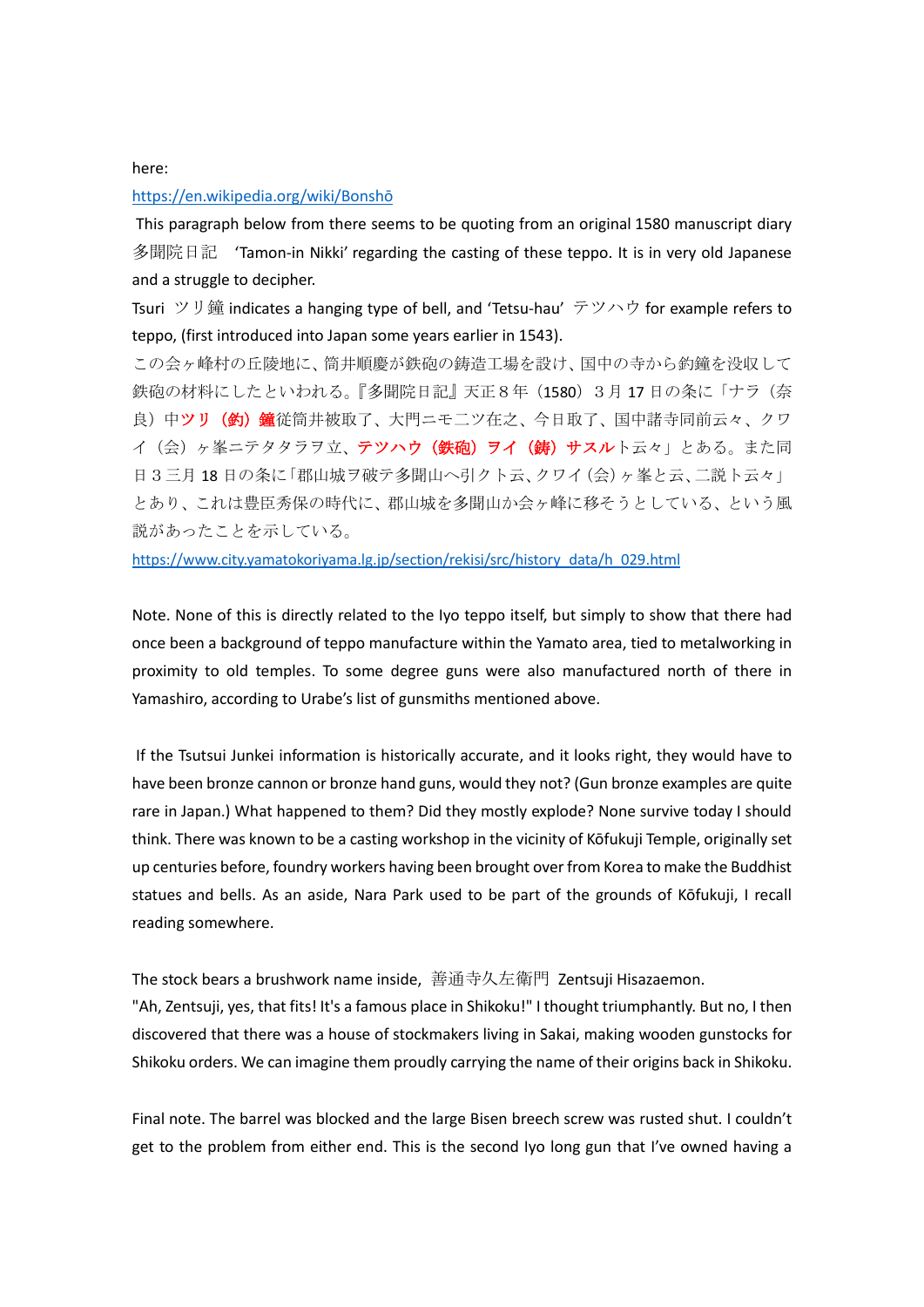here:

https://en.wikipedia.org/wiki/Bonshō

This paragraph below from there seems to be quoting from an original 1580 manuscript diary 多聞院日記 'Tamon-in Nikki' regarding the casting of these teppo. It is in very old Japanese and a struggle to decipher.

Tsuri ツリ鐘 indicates a hanging type of bell, and 'Tetsu-hau' テツハウ for example refers to teppo, (first introduced into Japan some years earlier in 1543).

この会ヶ峰村の丘陵地に、筒井順慶が鉄砲の鋳造工場を設け、国中の寺から釣鐘を没収して鉄砲の材料にしたといわれる。『多聞院日記』天正８年（1580）３月 17 日の条に「ナラ（奈良）中ツリ（釣）鐘従筒井被取了、大門ニモ二ツ在之、今日取了、国中諸寺同前云々、クワイ（会）ヶ峯ニテタタラヲ立、テツハウ（鉄砲）ヲイ（鋳）サスルト云々」とある。また同日３三月 18 日の条に「郡山城ヲ破テ多聞山へ引クト云、クワイ（会）ヶ峯と云、二説ト云々」とあり、これは豊臣秀保の時代に、郡山城を多聞山か会ヶ峰に移そうとしている、という風説があったことを示している。

https://www.city.yamatokoriyama.lg.jp/section/rekisi/src/history_data/h_029.html

Note. None of this is directly related to the Iyo teppo itself, but simply to show that there had once been a background of teppo manufacture within the Yamato area, tied to metalworking in proximity to old temples. To some degree guns were also manufactured north of there in Yamashiro, according to Urabe's list of gunsmiths mentioned above.

If the Tsutsui Junkei information is historically accurate, and it looks right, they would have to have been bronze cannon or bronze hand guns, would they not? (Gun bronze examples are quite rare in Japan.) What happened to them? Did they mostly explode? None survive today I should think. There was known to be a casting workshop in the vicinity of Kōfukuji Temple, originally set up centuries before, foundry workers having been brought over from Korea to make the Buddhist statues and bells. As an aside, Nara Park used to be part of the grounds of Kōfukuji, I recall reading somewhere.

The stock bears a brushwork name inside, 善通寺久左衛門 Zentsuji Hisazaemon.

"Ah, Zentsuji, yes, that fits! It's a famous place in Shikoku!" I thought triumphantly. But no, I then discovered that there was a house of stockmakers living in Sakai, making wooden gunstocks for Shikoku orders. We can imagine them proudly carrying the name of their origins back in Shikoku.

Final note. The barrel was blocked and the large Bisen breech screw was rusted shut. I couldn't get to the problem from either end. This is the second Iyo long gun that I've owned having a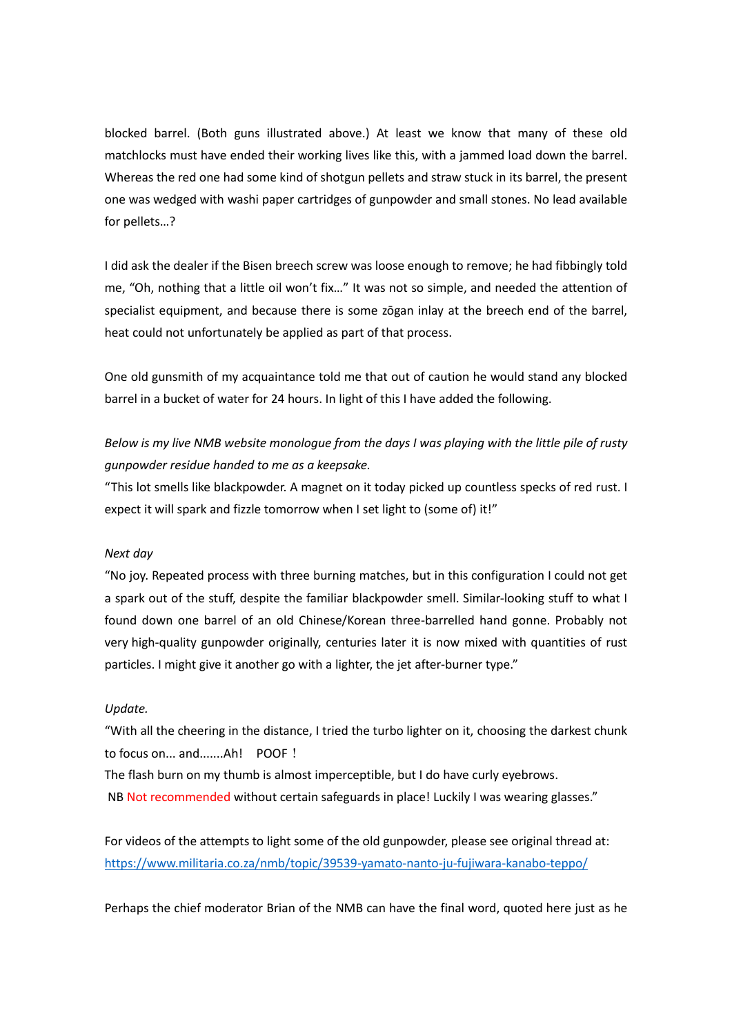blocked barrel. (Both guns illustrated above.) At least we know that many of these old matchlocks must have ended their working lives like this, with a jammed load down the barrel. Whereas the red one had some kind of shotgun pellets and straw stuck in its barrel, the present one was wedged with washi paper cartridges of gunpowder and small stones. No lead available for pellets…?

I did ask the dealer if the Bisen breech screw was loose enough to remove; he had fibbingly told me, "Oh, nothing that a little oil won't fix…" It was not so simple, and needed the attention of specialist equipment, and because there is some zōgan inlay at the breech end of the barrel, heat could not unfortunately be applied as part of that process.

One old gunsmith of my acquaintance told me that out of caution he would stand any blocked barrel in a bucket of water for 24 hours. In light of this I have added the following.

*Below is my live NMB website monologue from the days I was playing with the little pile of rusty gunpowder residue handed to me as a keepsake.*
"This lot smells like blackpowder. A magnet on it today picked up countless specks of red rust. I expect it will spark and fizzle tomorrow when I set light to (some of) it!"

*Next day*
"No joy. Repeated process with three burning matches, but in this configuration I could not get a spark out of the stuff, despite the familiar blackpowder smell. Similar-looking stuff to what I found down one barrel of an old Chinese/Korean three-barrelled hand gonne. Probably not very high-quality gunpowder originally, centuries later it is now mixed with quantities of rust particles. I might give it another go with a lighter, the jet after-burner type."

*Update.*
"With all the cheering in the distance, I tried the turbo lighter on it, choosing the darkest chunk to focus on... and.......Ah! POOF！
The flash burn on my thumb is almost imperceptible, but I do have curly eyebrows.
NB Not recommended without certain safeguards in place! Luckily I was wearing glasses."

For videos of the attempts to light some of the old gunpowder, please see original thread at:
https://www.militaria.co.za/nmb/topic/39539-yamato-nanto-ju-fujiwara-kanabo-teppo/

Perhaps the chief moderator Brian of the NMB can have the final word, quoted here just as he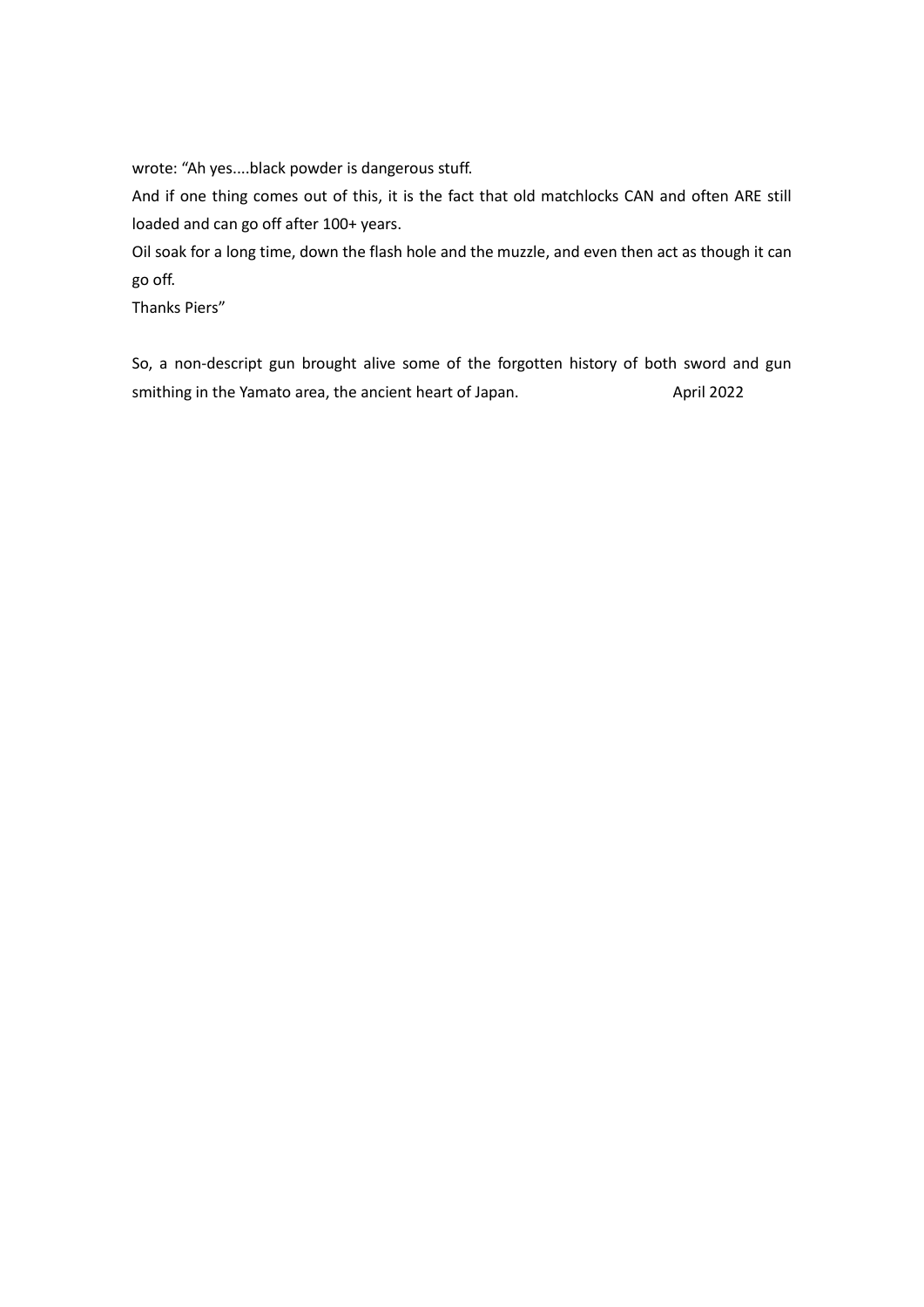wrote: "Ah yes....black powder is dangerous stuff.

And if one thing comes out of this, it is the fact that old matchlocks CAN and often ARE still loaded and can go off after 100+ years.

Oil soak for a long time, down the flash hole and the muzzle, and even then act as though it can go off.

Thanks Piers"

So, a non-descript gun brought alive some of the forgotten history of both sword and gun smithing in the Yamato area, the ancient heart of Japan. April 2022